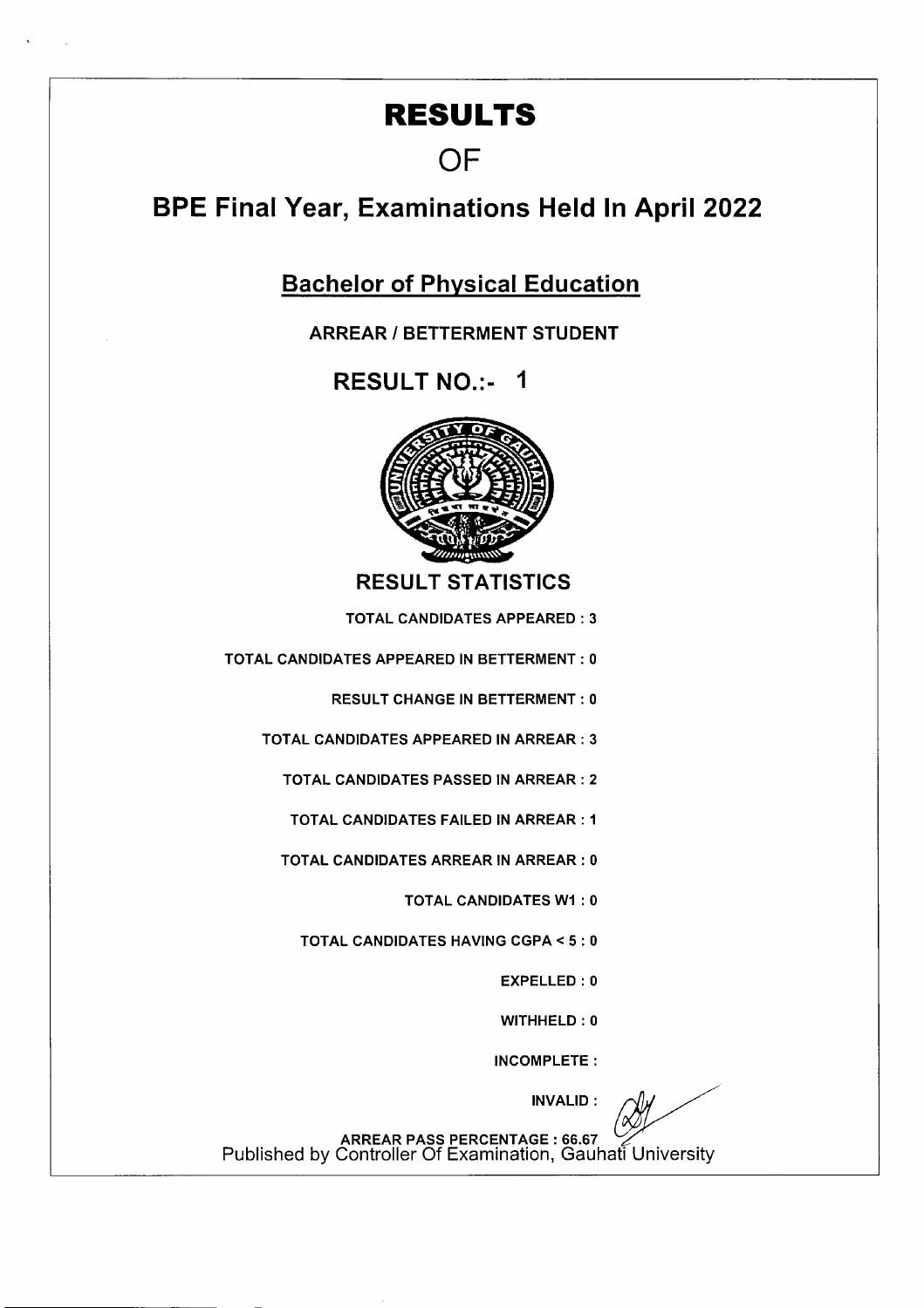# RESULTS

# OF

# BPE Final Year, Examinations Held In April 2022

## Bachelor of Physical Education

### ARREAR / BETTERMENT STUDENT

## RESULT NO.:- 1

## RESULT STATISTICS

TOTAL CANDIDATES APPEARED : 3

TOTAL CANDIDATES APPEARED IN BETTERMENT : 0

RESULT CHANGE IN BETTERMENT : 0

TOTAL CANDIDATES APPEARED IN ARREAR : 3

TOTAL CANDIDATES PASSED IN ARREAR : 2

TOTAL CANDIDATES FAILED IN ARREAR : 1

TOTAL CANDIDATES ARREAR IN ARREAR : 0

TOTAL CANDIDATES W1 : 0

TOTAL CANDIDATES HAVING CGPA < 5 : 0

EXPELLED : 0

WITHHELD : 0

INCOMPLETE :

INVALID :

ARREAR PASS PERCENTAGE : 66.67

Published by Controller Of Examination, Gauhati University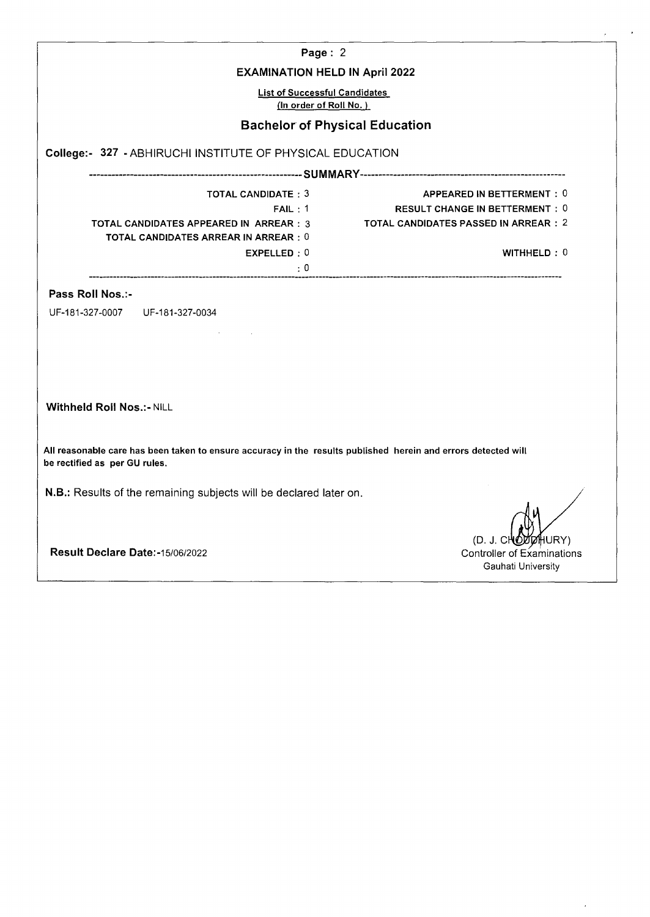## EXAMINATION HELD IN April 2022

List of Successful Candidates
(In order of Roll No. )

## Bachelor of Physical Education

**College:- 327 - ABHIRUCHI INSTITUTE OF PHYSICAL EDUCATION**

---------------------------------------------------------- SUMMARY ----------------------------------------------------------

| | |
|---|---|
| TOTAL CANDIDATE : 3 | APPEARED IN BETTERMENT : 0 |
| FAIL : 1 | RESULT CHANGE IN BETTERMENT : 0 |
| TOTAL CANDIDATES APPEARED IN ARREAR : 3 | TOTAL CANDIDATES PASSED IN ARREAR : 2 |
| TOTAL CANDIDATES ARREAR IN ARREAR : 0 | |
| EXPELLED : 0 | WITHHELD : 0 |
| : 0 | |

**Pass Roll Nos.:-**

UF-181-327-0007 UF-181-327-0034

**Withheld Roll Nos.:-** NILL

**All reasonable care has been taken to ensure accuracy in the results published herein and errors detected will be rectified as per GU rules.**

**N.B.:** Results of the remaining subjects will be declared later on.

**Result Declare Date:-**15/06/2022

(D. J. CHOUDHURY)
Controller of Examinations
Gauhati University